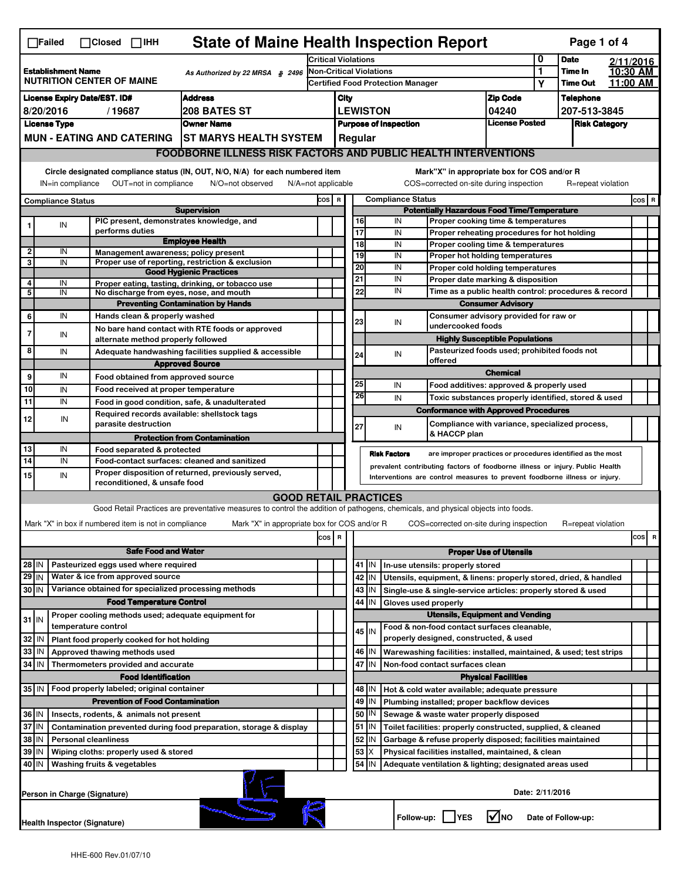☐Failed ☐Closed ☐IHH

# State of Maine Health Inspection Report

| Establishment Name | As Authorized by 22 MRSA § 2496 | Critical Violations | 0 | Date | 2/11/2016 |
|---|---|---|---|---|---|
| NUTRITION CENTER OF MAINE | | Non-Critical Violations | 1 | Time In | 10:30 AM |
| | | Certified Food Protection Manager | Y | Time Out | 11:00 AM |

| License Expiry Date/EST. ID# | Address | City | Zip Code | Telephone |
|---|---|---|---|---|
| 8/20/2016 / 19687 | 208 BATES ST | LEWISTON | 04240 | 207-513-3845 |

| License Type | Owner Name | Purpose of Inspection | License Posted | Risk Category |
|---|---|---|---|---|
| MUN - EATING AND CATERING | ST MARYS HEALTH SYSTEM | Regular | | |

## FOODBORNE ILLNESS RISK FACTORS AND PUBLIC HEALTH INTERVENTIONS

Circle designated compliance status (IN, OUT, N/O, N/A) for each numbered item — IN=in compliance, OUT=not in compliance, N/O=not observed, N/A=not applicable

Mark "X" in appropriate box for COS and/or R — COS=corrected on-site during inspection, R=repeat violation

| # | Compliance Status | Item | COS | R |
|---|---|---|---|---|
| | | **Supervision** | | |
| 1 | IN | PIC present, demonstrates knowledge, and performs duties | | |
| | | **Employee Health** | | |
| 2 | IN | Management awareness; policy present | | |
| 3 | IN | Proper use of reporting, restriction & exclusion | | |
| | | **Good Hygienic Practices** | | |
| 4 | IN | Proper eating, tasting, drinking, or tobacco use | | |
| 5 | IN | No discharge from eyes, nose, and mouth | | |
| | | **Preventing Contamination by Hands** | | |
| 6 | IN | Hands clean & properly washed | | |
| 7 | IN | No bare hand contact with RTE foods or approved alternate method properly followed | | |
| 8 | IN | Adequate handwashing facilities supplied & accessible | | |
| | | **Approved Source** | | |
| 9 | IN | Food obtained from approved source | | |
| 10 | IN | Food received at proper temperature | | |
| 11 | IN | Food in good condition, safe, & unadulterated | | |
| 12 | IN | Required records available: shellstock tags parasite destruction | | |
| | | **Protection from Contamination** | | |
| 13 | IN | Food separated & protected | | |
| 14 | IN | Food-contact surfaces: cleaned and sanitized | | |
| 15 | IN | Proper disposition of returned, previously served, reconditioned, & unsafe food | | |
| | | **Potentially Hazardous Food Time/Temperature** | | |
| 16 | IN | Proper cooking time & temperatures | | |
| 17 | IN | Proper reheating procedures for hot holding | | |
| 18 | IN | Proper cooling time & temperatures | | |
| 19 | IN | Proper hot holding temperatures | | |
| 20 | IN | Proper cold holding temperatures | | |
| 21 | IN | Proper date marking & disposition | | |
| 22 | IN | Time as a public health control: procedures & record | | |
| | | **Consumer Advisory** | | |
| 23 | IN | Consumer advisory provided for raw or undercooked foods | | |
| | | **Highly Susceptible Populations** | | |
| 24 | IN | Pasteurized foods used; prohibited foods not offered | | |
| | | **Chemical** | | |
| 25 | IN | Food additives: approved & properly used | | |
| 26 | IN | Toxic substances properly identified, stored & used | | |
| | | **Conformance with Approved Procedures** | | |
| 27 | IN | Compliance with variance, specialized process, & HACCP plan | | |

**Risk Factors** are improper practices or procedures identified as the most prevalent contributing factors of foodborne illness or injury. Public Health Interventions are control measures to prevent foodborne illness or injury.

## GOOD RETAIL PRACTICES

Good Retail Practices are preventative measures to control the addition of pathogens, chemicals, and physical objects into foods.

Mark "X" in box if numbered item is not in compliance — Mark "X" in appropriate box for COS and/or R — COS=corrected on-site during inspection — R=repeat violation

| # | Status | Item | COS | R |
|---|---|---|---|---|
| | | **Safe Food and Water** | | |
| 28 | IN | Pasteurized eggs used where required | | |
| 29 | IN | Water & ice from approved source | | |
| 30 | IN | Variance obtained for specialized processing methods | | |
| | | **Food Temperature Control** | | |
| 31 | IN | Proper cooling methods used; adequate equipment for temperature control | | |
| 32 | IN | Plant food properly cooked for hot holding | | |
| 33 | IN | Approved thawing methods used | | |
| 34 | IN | Thermometers provided and accurate | | |
| | | **Food Identification** | | |
| 35 | IN | Food properly labeled; original container | | |
| | | **Prevention of Food Contamination** | | |
| 36 | IN | Insects, rodents, & animals not present | | |
| 37 | IN | Contamination prevented during food preparation, storage & display | | |
| 38 | IN | Personal cleanliness | | |
| 39 | IN | Wiping cloths: properly used & stored | | |
| 40 | IN | Washing fruits & vegetables | | |
| | | **Proper Use of Utensils** | | |
| 41 | IN | In-use utensils: properly stored | | |
| 42 | IN | Utensils, equipment, & linens: properly stored, dried, & handled | | |
| 43 | IN | Single-use & single-service articles: properly stored & used | | |
| 44 | IN | Gloves used properly | | |
| | | **Utensils, Equipment and Vending** | | |
| 45 | IN | Food & non-food contact surfaces cleanable, properly designed, constructed, & used | | |
| 46 | IN | Warewashing facilities: installed, maintained, & used; test strips | | |
| 47 | IN | Non-food contact surfaces clean | | |
| | | **Physical Facilities** | | |
| 48 | IN | Hot & cold water available; adequate pressure | | |
| 49 | IN | Plumbing installed; proper backflow devices | | |
| 50 | IN | Sewage & waste water properly disposed | | |
| 51 | IN | Toilet facilities: properly constructed, supplied, & cleaned | | |
| 52 | IN | Garbage & refuse properly disposed; facilities maintained | | |
| 53 | X | Physical facilities installed, maintained, & clean | | |
| 54 | IN | Adequate ventilation & lighting; designated areas used | | |

Person in Charge (Signature)

Date: 2/11/2016

Health Inspector (Signature)

Follow-up: ☐ YES ☑ NO Date of Follow-up:

HHE-600 Rev.01/07/10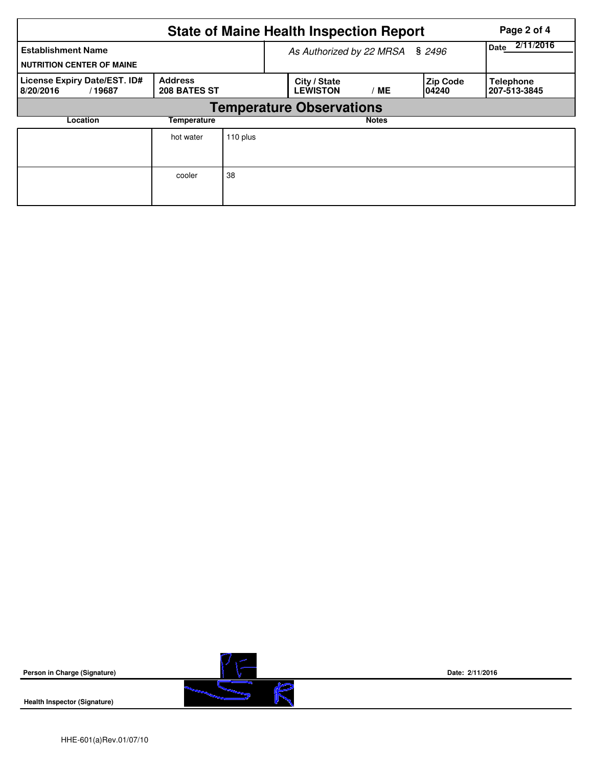# State of Maine Health Inspection Report

| Establishment Name | As Authorized by 22 MRSA § 2496 | Date 2/11/2016 |
|---|---|---|
| NUTRITION CENTER OF MAINE | | |

| License Expiry Date/EST. ID# | Address | City / State | Zip Code | Telephone |
|---|---|---|---|---|
| 8/20/2016 / 19687 | 208 BATES ST | LEWISTON / ME | 04240 | 207-513-3845 |

## Temperature Observations

| Location | Temperature | Notes |
|---|---|---|
| | hot water | 110 plus |
| | cooler | 38 |

**Person in Charge (Signature)**

Date: 2/11/2016

**Health Inspector (Signature)**

HHE-601(a)Rev.01/07/10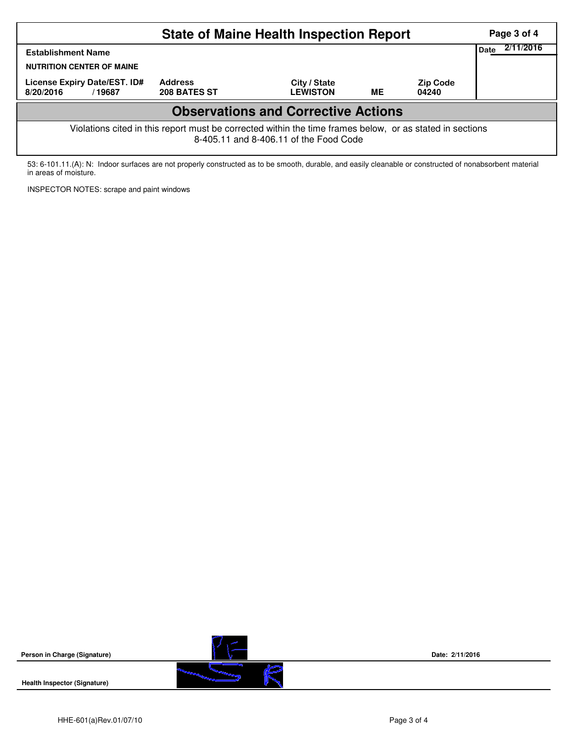# State of Maine Health Inspection Report

| Establishment Name | | | | | Date 2/11/2016 |
|---|---|---|---|---|---|
| NUTRITION CENTER OF MAINE | | | | | |
| License Expiry Date/EST. ID# | Address | City / State | | Zip Code | |
| 8/20/2016 / 19687 | 208 BATES ST | LEWISTON | ME | 04240 | |

## Observations and Corrective Actions

Violations cited in this report must be corrected within the time frames below, or as stated in sections 8-405.11 and 8-406.11 of the Food Code

53: 6-101.11.(A): N: Indoor surfaces are not properly constructed as to be smooth, durable, and easily cleanable or constructed of nonabsorbent material in areas of moisture.

INSPECTOR NOTES: scrape and paint windows

**Person in Charge (Signature)** **Date: 2/11/2016**

**Health Inspector (Signature)**

HHE-601(a)Rev.01/07/10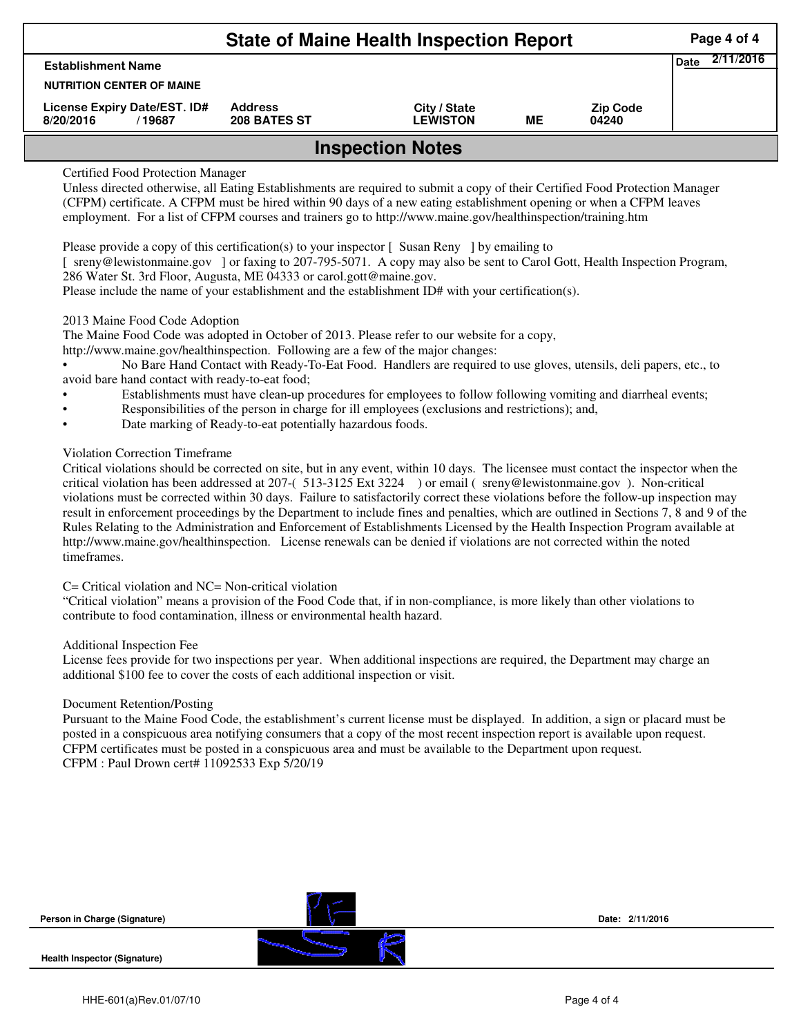# State of Maine Health Inspection Report

| | | | | | |
|---|---|---|---|---|---|
| **Establishment Name** | | | | | **Date** 2/11/2016 |
| **NUTRITION CENTER OF MAINE** | | | | | |
| **License Expiry Date/EST. ID#** | **Address** | **City / State** | | **Zip Code** | |
| **8/20/2016 / 19687** | **208 BATES ST** | **LEWISTON** | **ME** | **04240** | |

## Inspection Notes

Certified Food Protection Manager

Unless directed otherwise, all Eating Establishments are required to submit a copy of their Certified Food Protection Manager (CFPM) certificate. A CFPM must be hired within 90 days of a new eating establishment opening or when a CFPM leaves employment. For a list of CFPM courses and trainers go to http://www.maine.gov/healthinspection/training.htm

Please provide a copy of this certification(s) to your inspector [ Susan Reny ] by emailing to [ sreny@lewistonmaine.gov ] or faxing to 207-795-5071. A copy may also be sent to Carol Gott, Health Inspection Program, 286 Water St. 3rd Floor, Augusta, ME 04333 or carol.gott@maine.gov.

Please include the name of your establishment and the establishment ID# with your certification(s).

2013 Maine Food Code Adoption

The Maine Food Code was adopted in October of 2013. Please refer to our website for a copy, http://www.maine.gov/healthinspection. Following are a few of the major changes:

- No Bare Hand Contact with Ready-To-Eat Food. Handlers are required to use gloves, utensils, deli papers, etc., to avoid bare hand contact with ready-to-eat food;
- Establishments must have clean-up procedures for employees to follow following vomiting and diarrheal events;
- Responsibilities of the person in charge for ill employees (exclusions and restrictions); and,
- Date marking of Ready-to-eat potentially hazardous foods.

Violation Correction Timeframe

Critical violations should be corrected on site, but in any event, within 10 days. The licensee must contact the inspector when the critical violation has been addressed at 207-( 513-3125 Ext 3224 ) or email ( sreny@lewistonmaine.gov ). Non-critical violations must be corrected within 30 days. Failure to satisfactorily correct these violations before the follow-up inspection may result in enforcement proceedings by the Department to include fines and penalties, which are outlined in Sections 7, 8 and 9 of the Rules Relating to the Administration and Enforcement of Establishments Licensed by the Health Inspection Program available at http://www.maine.gov/healthinspection. License renewals can be denied if violations are not corrected within the noted timeframes.

C= Critical violation and NC= Non-critical violation

"Critical violation" means a provision of the Food Code that, if in non-compliance, is more likely than other violations to contribute to food contamination, illness or environmental health hazard.

Additional Inspection Fee

License fees provide for two inspections per year. When additional inspections are required, the Department may charge an additional $100 fee to cover the costs of each additional inspection or visit.

Document Retention/Posting

Pursuant to the Maine Food Code, the establishment's current license must be displayed. In addition, a sign or placard must be posted in a conspicuous area notifying consumers that a copy of the most recent inspection report is available upon request. CFPM certificates must be posted in a conspicuous area and must be available to the Department upon request.

CFPM : Paul Drown cert# 11092533 Exp 5/20/19

**Person in Charge (Signature)** **Date: 2/11/2016**

**Health Inspector (Signature)**

HHE-601(a)Rev.01/07/10